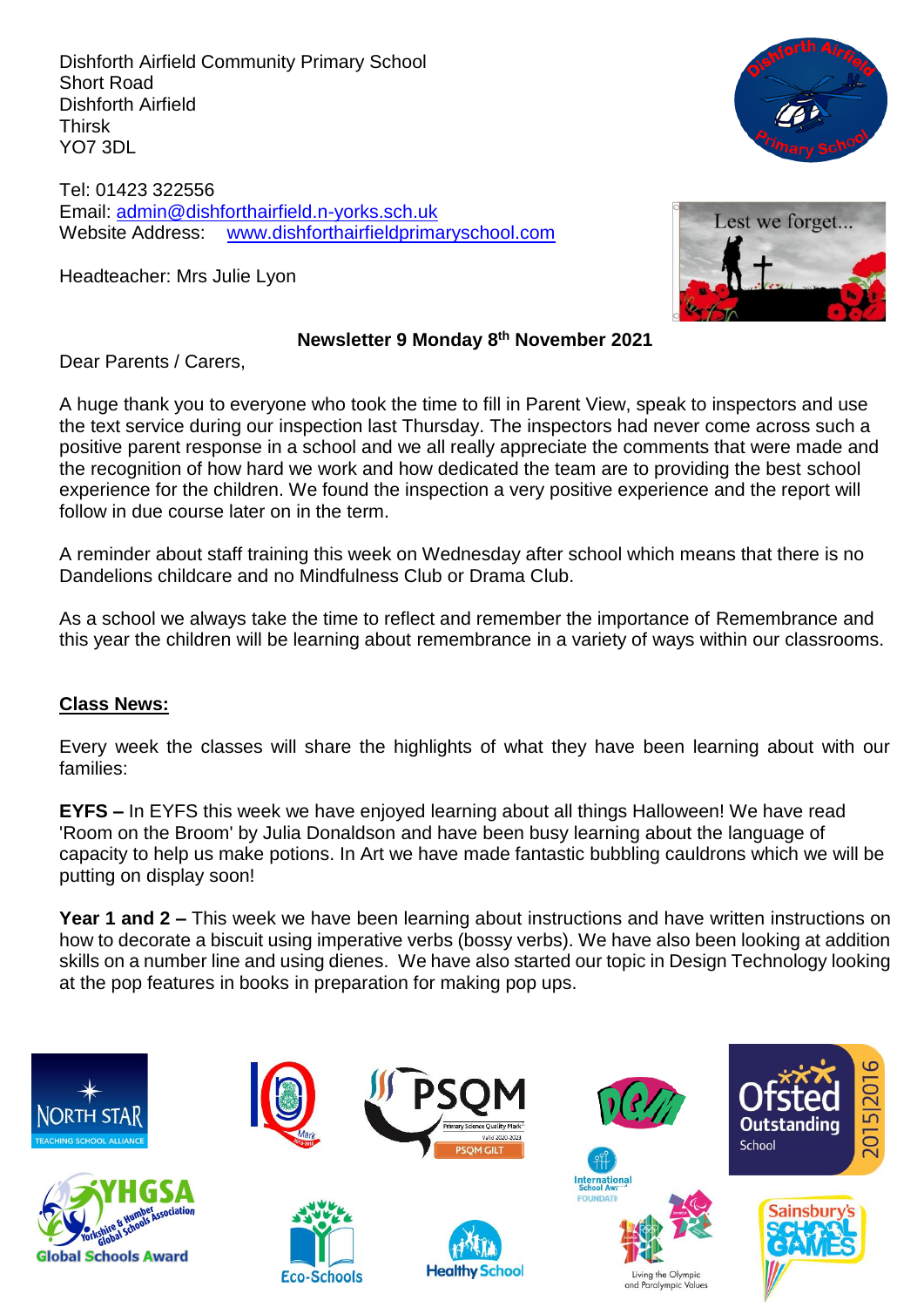Dishforth Airfield Community Primary School
Short Road
Dishforth Airfield
Thirsk
YO7 3DL

Tel: 01423 322556
Email: admin@dishforthairfield.n-yorks.sch.uk
Website Address: www.dishforthairfieldprimaryschool.com

Headteacher: Mrs Julie Lyon

**Newsletter 9 Monday 8th November 2021**

Dear Parents / Carers,

A huge thank you to everyone who took the time to fill in Parent View, speak to inspectors and use the text service during our inspection last Thursday. The inspectors had never come across such a positive parent response in a school and we all really appreciate the comments that were made and the recognition of how hard we work and how dedicated the team are to providing the best school experience for the children. We found the inspection a very positive experience and the report will follow in due course later on in the term.

A reminder about staff training this week on Wednesday after school which means that there is no Dandelions childcare and no Mindfulness Club or Drama Club.

As a school we always take the time to reflect and remember the importance of Remembrance and this year the children will be learning about remembrance in a variety of ways within our classrooms.

## Class News:

Every week the classes will share the highlights of what they have been learning about with our families:

**EYFS –** In EYFS this week we have enjoyed learning about all things Halloween! We have read 'Room on the Broom' by Julia Donaldson and have been busy learning about the language of capacity to help us make potions. In Art we have made fantastic bubbling cauldrons which we will be putting on display soon!

**Year 1 and 2 –** This week we have been learning about instructions and have written instructions on how to decorate a biscuit using imperative verbs (bossy verbs). We have also been looking at addition skills on a number line and using dienes. We have also started our topic in Design Technology looking at the pop features in books in preparation for making pop ups.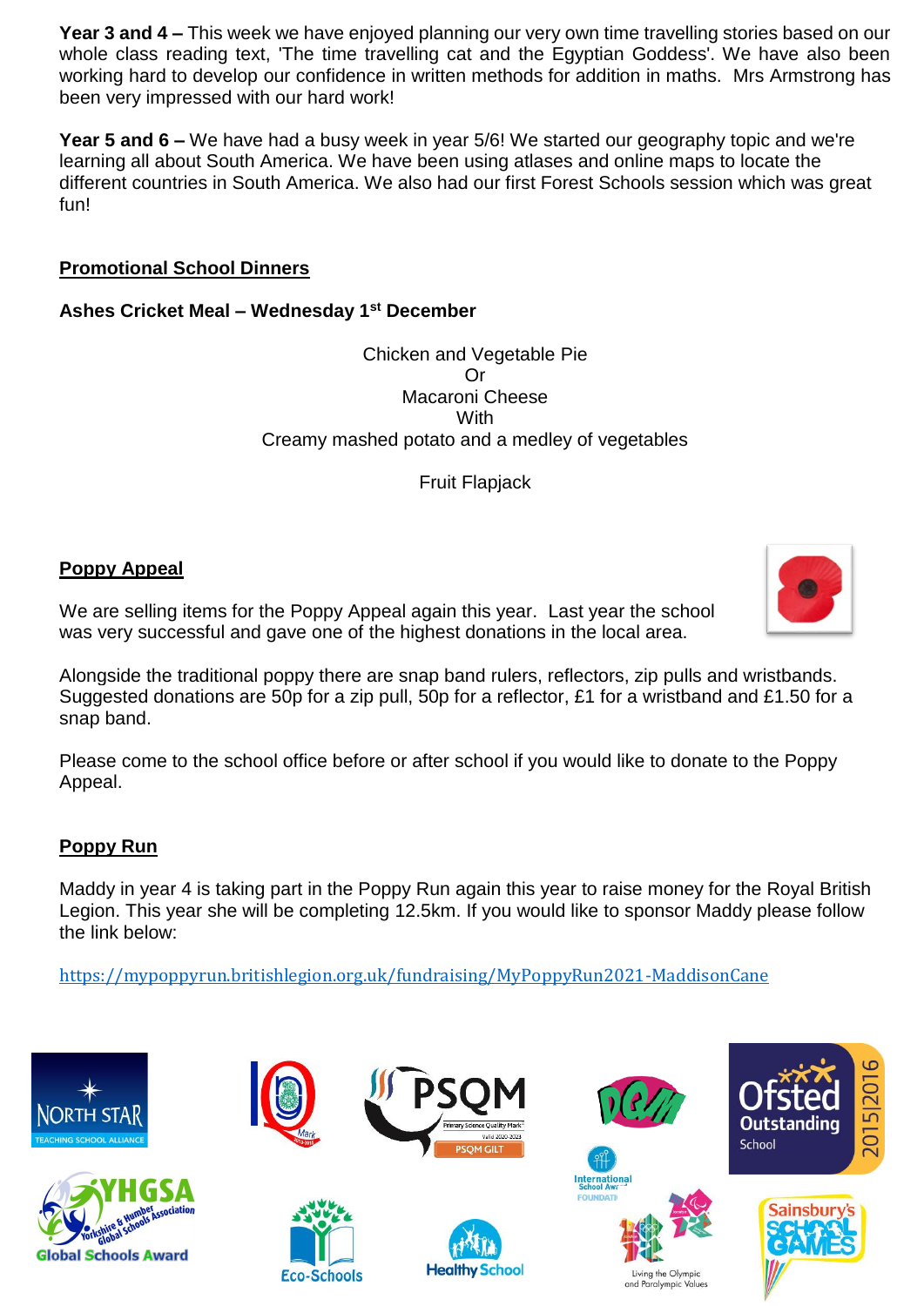**Year 3 and 4 –** This week we have enjoyed planning our very own time travelling stories based on our whole class reading text, 'The time travelling cat and the Egyptian Goddess'. We have also been working hard to develop our confidence in written methods for addition in maths. Mrs Armstrong has been very impressed with our hard work!

**Year 5 and 6 –** We have had a busy week in year 5/6! We started our geography topic and we're learning all about South America. We have been using atlases and online maps to locate the different countries in South America. We also had our first Forest Schools session which was great fun!

## Promotional School Dinners

**Ashes Cricket Meal – Wednesday 1st December**

Chicken and Vegetable Pie
Or
Macaroni Cheese
With
Creamy mashed potato and a medley of vegetables

Fruit Flapjack

## Poppy Appeal

We are selling items for the Poppy Appeal again this year. Last year the school was very successful and gave one of the highest donations in the local area.

Alongside the traditional poppy there are snap band rulers, reflectors, zip pulls and wristbands. Suggested donations are 50p for a zip pull, 50p for a reflector, £1 for a wristband and £1.50 for a snap band.

Please come to the school office before or after school if you would like to donate to the Poppy Appeal.

## Poppy Run

Maddy in year 4 is taking part in the Poppy Run again this year to raise money for the Royal British Legion. This year she will be completing 12.5km. If you would like to sponsor Maddy please follow the link below:

https://mypoppyrun.britishlegion.org.uk/fundraising/MyPoppyRun2021-MaddisonCane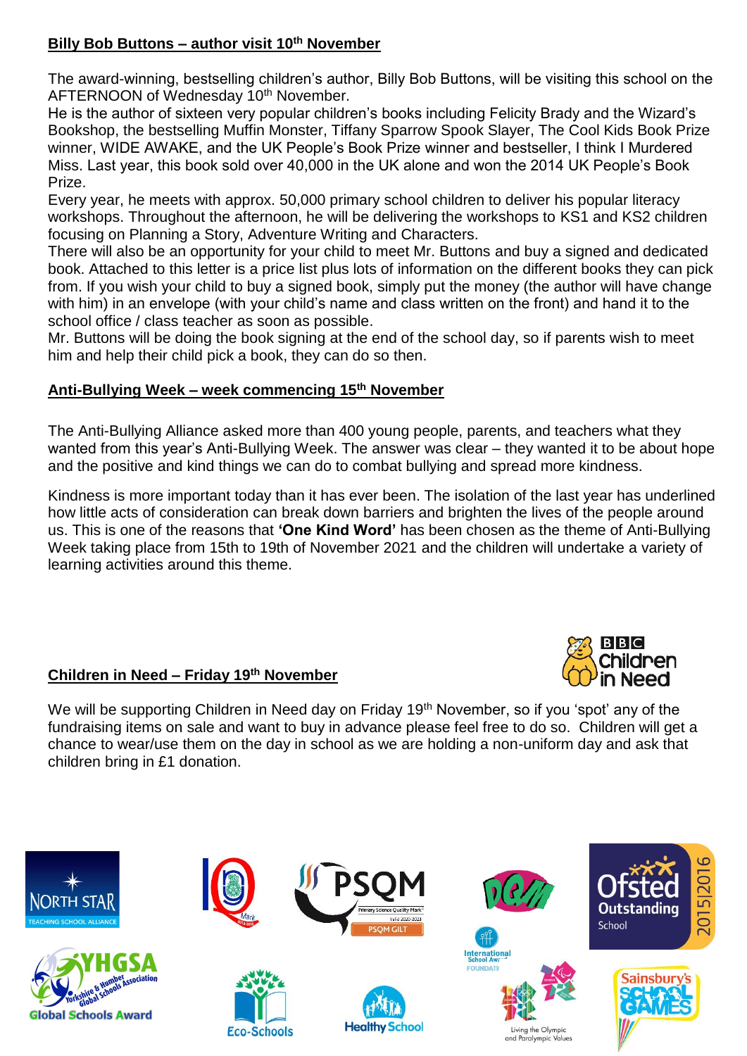## Billy Bob Buttons – author visit 10th November

The award-winning, bestselling children's author, Billy Bob Buttons, will be visiting this school on the AFTERNOON of Wednesday 10th November.
He is the author of sixteen very popular children's books including Felicity Brady and the Wizard's Bookshop, the bestselling Muffin Monster, Tiffany Sparrow Spook Slayer, The Cool Kids Book Prize winner, WIDE AWAKE, and the UK People's Book Prize winner and bestseller, I think I Murdered Miss. Last year, this book sold over 40,000 in the UK alone and won the 2014 UK People's Book Prize.
Every year, he meets with approx. 50,000 primary school children to deliver his popular literacy workshops. Throughout the afternoon, he will be delivering the workshops to KS1 and KS2 children focusing on Planning a Story, Adventure Writing and Characters.
There will also be an opportunity for your child to meet Mr. Buttons and buy a signed and dedicated book. Attached to this letter is a price list plus lots of information on the different books they can pick from. If you wish your child to buy a signed book, simply put the money (the author will have change with him) in an envelope (with your child's name and class written on the front) and hand it to the school office / class teacher as soon as possible.
Mr. Buttons will be doing the book signing at the end of the school day, so if parents wish to meet him and help their child pick a book, they can do so then.

## Anti-Bullying Week – week commencing 15th November

The Anti-Bullying Alliance asked more than 400 young people, parents, and teachers what they wanted from this year's Anti-Bullying Week. The answer was clear – they wanted it to be about hope and the positive and kind things we can do to combat bullying and spread more kindness.

Kindness is more important today than it has ever been. The isolation of the last year has underlined how little acts of consideration can break down barriers and brighten the lives of the people around us. This is one of the reasons that **'One Kind Word'** has been chosen as the theme of Anti-Bullying Week taking place from 15th to 19th of November 2021 and the children will undertake a variety of learning activities around this theme.

## Children in Need – Friday 19th November

We will be supporting Children in Need day on Friday 19th November, so if you 'spot' any of the fundraising items on sale and want to buy in advance please feel free to do so. Children will get a chance to wear/use them on the day in school as we are holding a non-uniform day and ask that children bring in £1 donation.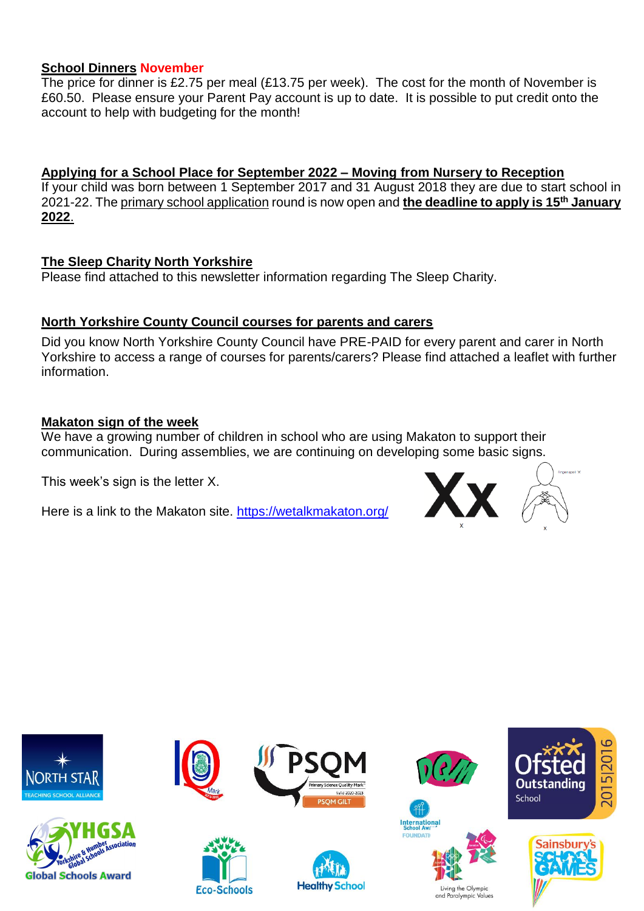**School Dinners** **November**

The price for dinner is £2.75 per meal (£13.75 per week). The cost for the month of November is £60.50. Please ensure your Parent Pay account is up to date. It is possible to put credit onto the account to help with budgeting for the month!

**Applying for a School Place for September 2022 – Moving from Nursery to Reception**

If your child was born between 1 September 2017 and 31 August 2018 they are due to start school in 2021-22. The primary school application round is now open and **the deadline to apply is 15th January 2022**.

**The Sleep Charity North Yorkshire**

Please find attached to this newsletter information regarding The Sleep Charity.

**North Yorkshire County Council courses for parents and carers**

Did you know North Yorkshire County Council have PRE-PAID for every parent and carer in North Yorkshire to access a range of courses for parents/carers? Please find attached a leaflet with further information.

**Makaton sign of the week**

We have a growing number of children in school who are using Makaton to support their communication. During assemblies, we are continuing on developing some basic signs.

This week's sign is the letter X.

Here is a link to the Makaton site. https://wetalkmakaton.org/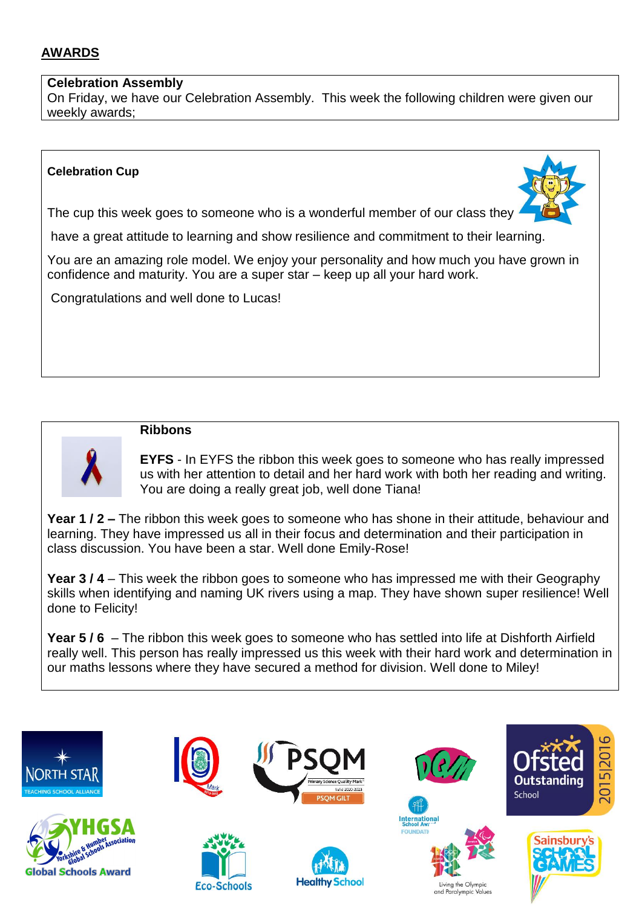## AWARDS

**Celebration Assembly**
On Friday, we have our Celebration Assembly. This week the following children were given our weekly awards;

**Celebration Cup**

The cup this week goes to someone who is a wonderful member of our class they have a great attitude to learning and show resilience and commitment to their learning.

You are an amazing role model. We enjoy your personality and how much you have grown in confidence and maturity. You are a super star – keep up all your hard work.

Congratulations and well done to Lucas!

**Ribbons**

**EYFS** - In EYFS the ribbon this week goes to someone who has really impressed us with her attention to detail and her hard work with both her reading and writing. You are doing a really great job, well done Tiana!

**Year 1 / 2 –** The ribbon this week goes to someone who has shone in their attitude, behaviour and learning. They have impressed us all in their focus and determination and their participation in class discussion. You have been a star. Well done Emily-Rose!

**Year 3 / 4** – This week the ribbon goes to someone who has impressed me with their Geography skills when identifying and naming UK rivers using a map. They have shown super resilience! Well done to Felicity!

**Year 5 / 6** – The ribbon this week goes to someone who has settled into life at Dishforth Airfield really well. This person has really impressed us this week with their hard work and determination in our maths lessons where they have secured a method for division. Well done to Miley!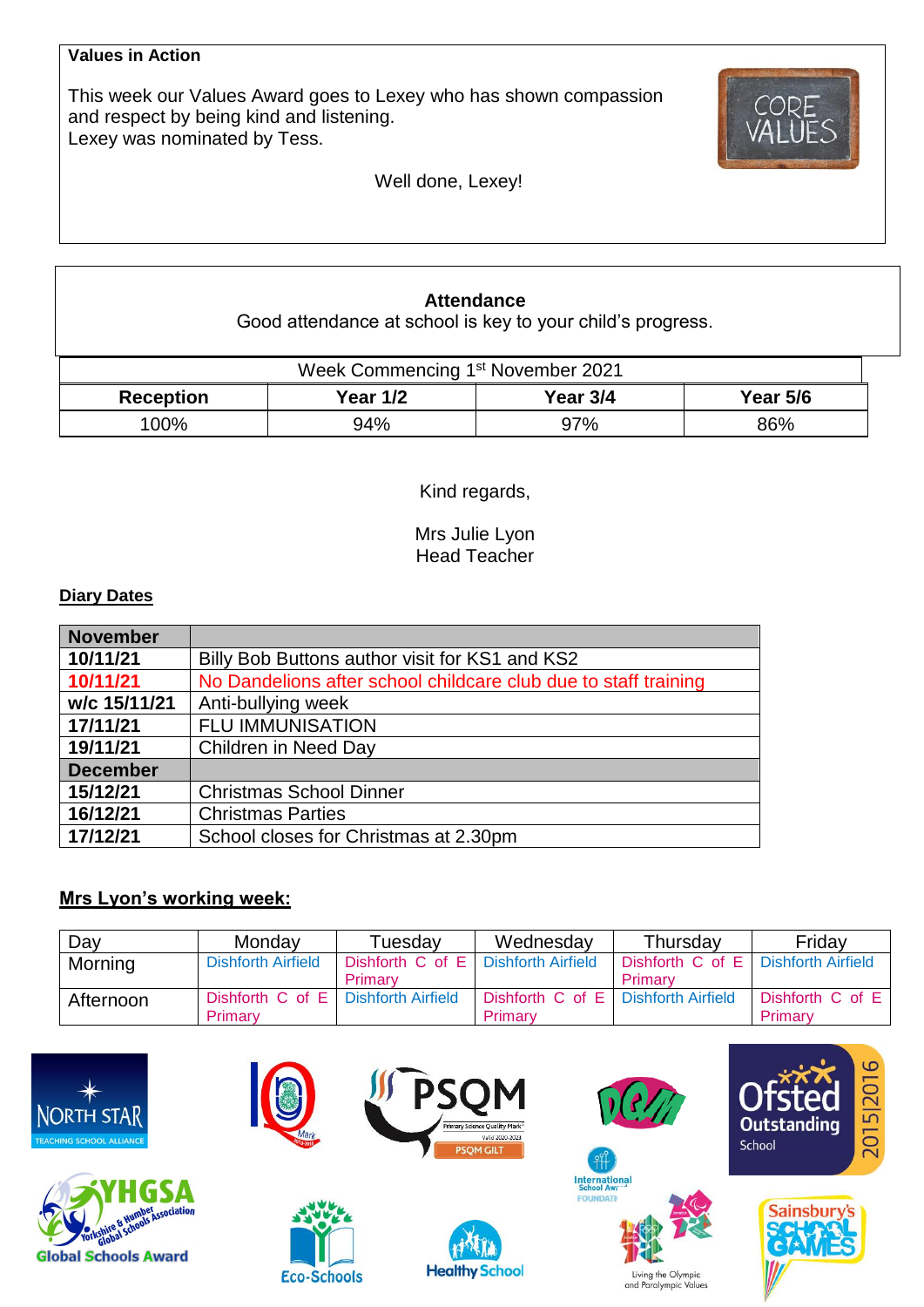**Values in Action**

This week our Values Award goes to Lexey who has shown compassion and respect by being kind and listening.
Lexey was nominated by Tess.

Well done, Lexey!

**Attendance**
Good attendance at school is key to your child's progress.

| Week Commencing 1st November 2021 | | | |
|---|---|---|---|
| **Reception** | **Year 1/2** | **Year 3/4** | **Year 5/6** |
| 100% | 94% | 97% | 86% |

Kind regards,

Mrs Julie Lyon
Head Teacher

**Diary Dates**

| **November** | |
|---|---|
| **10/11/21** | Billy Bob Buttons author visit for KS1 and KS2 |
| **10/11/21** | No Dandelions after school childcare club due to staff training |
| **w/c 15/11/21** | Anti-bullying week |
| **17/11/21** | FLU IMMUNISATION |
| **19/11/21** | Children in Need Day |
| **December** | |
| **15/12/21** | Christmas School Dinner |
| **16/12/21** | Christmas Parties |
| **17/12/21** | School closes for Christmas at 2.30pm |

**Mrs Lyon's working week:**

| Day | Monday | Tuesday | Wednesday | Thursday | Friday |
|---|---|---|---|---|---|
| Morning | Dishforth Airfield | Dishforth C of E Primary | Dishforth Airfield | Dishforth C of E Primary | Dishforth Airfield |
| Afternoon | Dishforth C of E Primary | Dishforth Airfield | Dishforth C of E Primary | Dishforth Airfield | Dishforth C of E Primary |